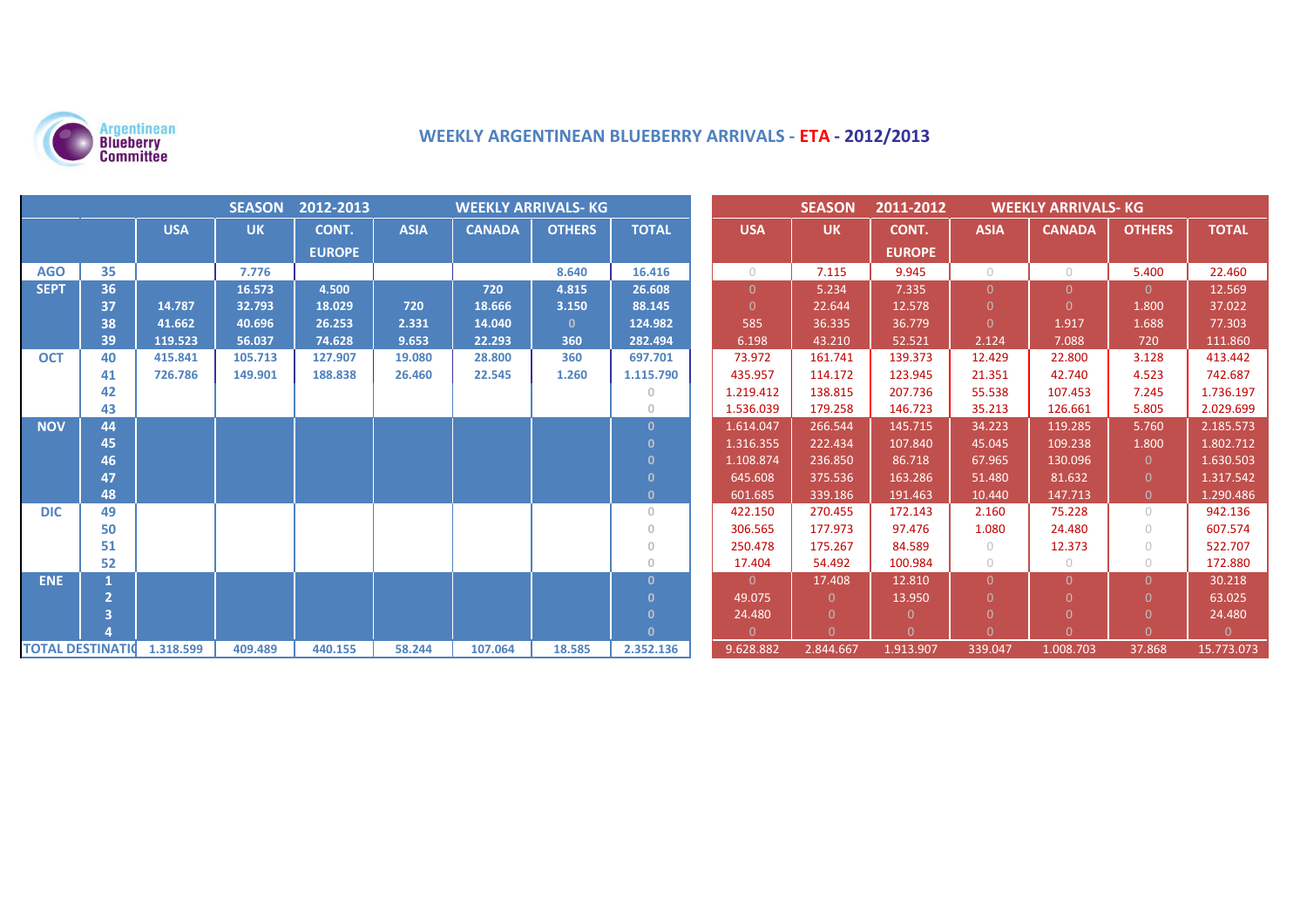Argentinean Blueberry Committee

# WEEKLY ARGENTINEAN BLUEBERRY ARRIVALS - ETA - 2012/2013

| | | SEASON 2012-2013 WEEKLY ARRIVALS- KG | | | | | | | SEASON 2011-2012 WEEKLY ARRIVALS- KG | | | | | | |
|---|---|---|---|---|---|---|---|---|---|---|---|---|---|---|---|
| | | USA | UK | CONT. EUROPE | ASIA | CANADA | OTHERS | TOTAL | USA | UK | CONT. EUROPE | ASIA | CANADA | OTHERS | TOTAL |
| AGO | 35 | | 7.776 | | | | 8.640 | 16.416 | 0 | 7.115 | 9.945 | 0 | 0 | 5.400 | 22.460 |
| SEPT | 36 | | 16.573 | 4.500 | | 720 | 4.815 | 26.608 | 0 | 5.234 | 7.335 | 0 | 0 | 0 | 12.569 |
| | 37 | 14.787 | 32.793 | 18.029 | 720 | 18.666 | 3.150 | 88.145 | 0 | 22.644 | 12.578 | 0 | 0 | 1.800 | 37.022 |
| | 38 | 41.662 | 40.696 | 26.253 | 2.331 | 14.040 | 0 | 124.982 | 585 | 36.335 | 36.779 | 0 | 1.917 | 1.688 | 77.303 |
| | 39 | 119.523 | 56.037 | 74.628 | 9.653 | 22.293 | 360 | 282.494 | 6.198 | 43.210 | 52.521 | 2.124 | 7.088 | 720 | 111.860 |
| OCT | 40 | 415.841 | 105.713 | 127.907 | 19.080 | 28.800 | 360 | 697.701 | 73.972 | 161.741 | 139.373 | 12.429 | 22.800 | 3.128 | 413.442 |
| | 41 | 726.786 | 149.901 | 188.838 | 26.460 | 22.545 | 1.260 | 1.115.790 | 435.957 | 114.172 | 123.945 | 21.351 | 42.740 | 4.523 | 742.687 |
| | 42 | | | | | | | 0 | 1.219.412 | 138.815 | 207.736 | 55.538 | 107.453 | 7.245 | 1.736.197 |
| | 43 | | | | | | | 0 | 1.536.039 | 179.258 | 146.723 | 35.213 | 126.661 | 5.805 | 2.029.699 |
| NOV | 44 | | | | | | | 0 | 1.614.047 | 266.544 | 145.715 | 34.223 | 119.285 | 5.760 | 2.185.573 |
| | 45 | | | | | | | 0 | 1.316.355 | 222.434 | 107.840 | 45.045 | 109.238 | 1.800 | 1.802.712 |
| | 46 | | | | | | | 0 | 1.108.874 | 236.850 | 86.718 | 67.965 | 130.096 | 0 | 1.630.503 |
| | 47 | | | | | | | 0 | 645.608 | 375.536 | 163.286 | 51.480 | 81.632 | 0 | 1.317.542 |
| | 48 | | | | | | | 0 | 601.685 | 339.186 | 191.463 | 10.440 | 147.713 | 0 | 1.290.486 |
| DIC | 49 | | | | | | | 0 | 422.150 | 270.455 | 172.143 | 2.160 | 75.228 | 0 | 942.136 |
| | 50 | | | | | | | 0 | 306.565 | 177.973 | 97.476 | 1.080 | 24.480 | 0 | 607.574 |
| | 51 | | | | | | | 0 | 250.478 | 175.267 | 84.589 | 0 | 12.373 | 0 | 522.707 |
| | 52 | | | | | | | 0 | 17.404 | 54.492 | 100.984 | 0 | 0 | 0 | 172.880 |
| ENE | 1 | | | | | | | 0 | 0 | 17.408 | 12.810 | 0 | 0 | 0 | 30.218 |
| | 2 | | | | | | | 0 | 49.075 | 0 | 13.950 | 0 | 0 | 0 | 63.025 |
| | 3 | | | | | | | 0 | 24.480 | 0 | 0 | 0 | 0 | 0 | 24.480 |
| | 4 | | | | | | | 0 | 0 | 0 | 0 | 0 | 0 | 0 | 0 |
| TOTAL DESTINATIO | | 1.318.599 | 409.489 | 440.155 | 58.244 | 107.064 | 18.585 | 2.352.136 | 9.628.882 | 2.844.667 | 1.913.907 | 339.047 | 1.008.703 | 37.868 | 15.773.073 |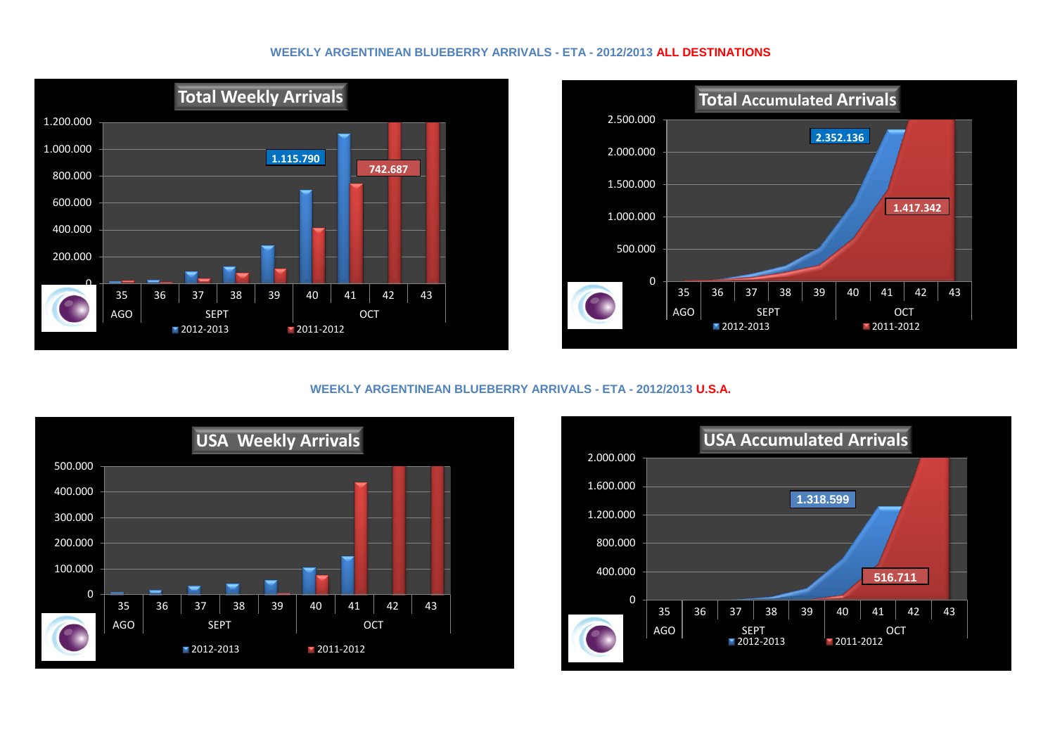**WEEKLY ARGENTINEAN BLUEBERRY ARRIVALS - ETA - 2012/2013 ALL DESTINATIONS**

**Total Weekly Arrivals**

1.115.790 (2012-2013) — 742.687 (2011-2012)

Weeks: 35 (AGO), 36, 37, 38, 39 (SEPT), 40, 41, 42, 43 (OCT)

2012-2013 | 2011-2012

**Total Accumulated Arrivals**

2.352.136 (2012-2013) — 1.417.342 (2011-2012)

Weeks: 35 (AGO), 36, 37, 38, 39 (SEPT), 40, 41, 42, 43 (OCT)

2012-2013 | 2011-2012

**WEEKLY ARGENTINEAN BLUEBERRY ARRIVALS - ETA - 2012/2013 U.S.A.**

**USA Weekly Arrivals**

Weeks: 35 (AGO), 36, 37, 38, 39 (SEPT), 40, 41, 42, 43 (OCT)

2012-2013 | 2011-2012

**USA Accumulated Arrivals**

1.318.599 (2012-2013) — 516.711 (2011-2012)

Weeks: 35 (AGO), 36, 37, 38, 39 (SEPT), 40, 41, 42, 43 (OCT)

2012-2013 | 2011-2012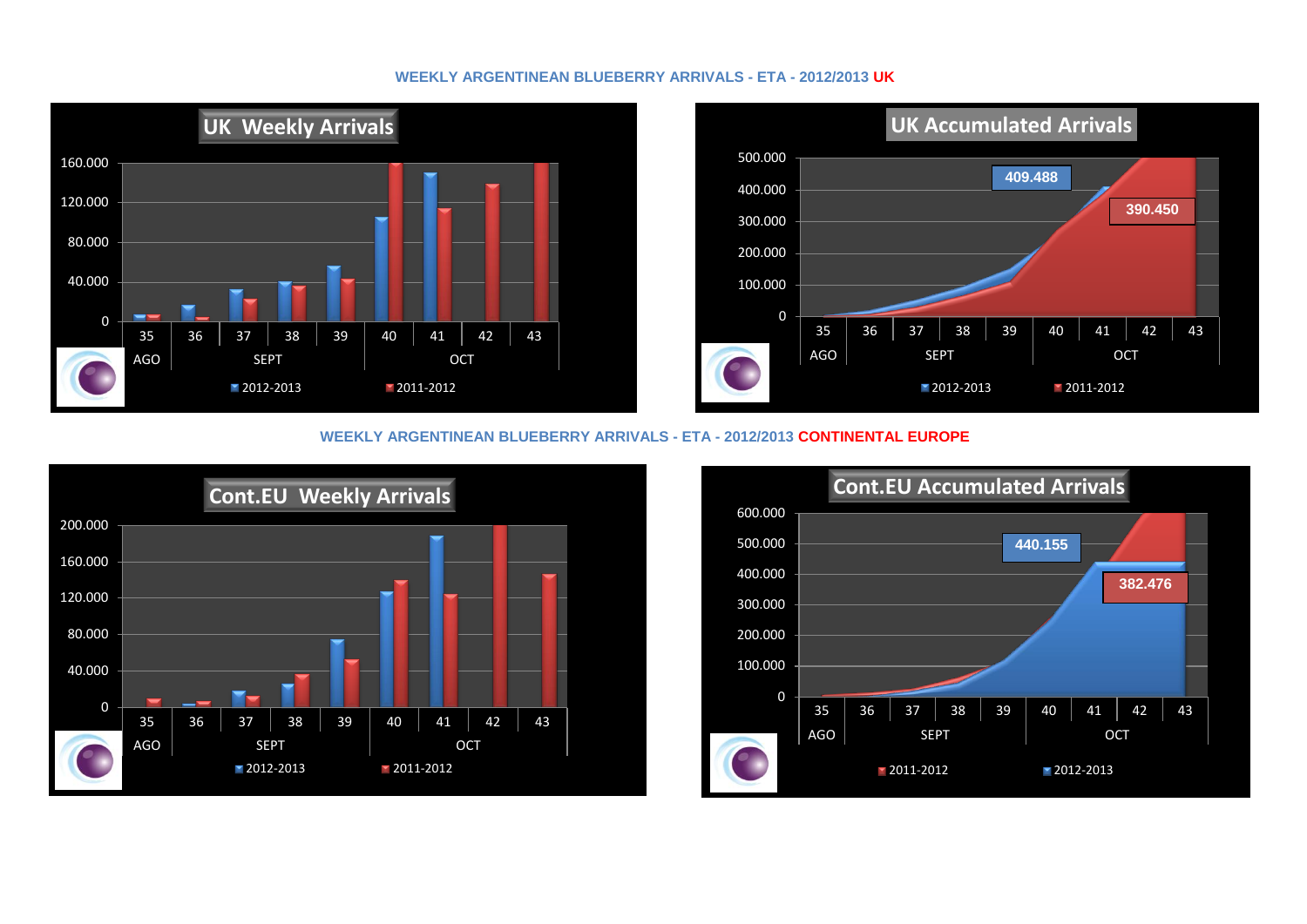## WEEKLY ARGENTINEAN BLUEBERRY ARRIVALS - ETA - 2012/2013 UK

**UK Weekly Arrivals**

160.000
120.000
80.000
40.000
0

35 | 36 | 37 | 38 | 39 | 40 | 41 | 42 | 43

AGO | SEPT | OCT

2012-2013 | 2011-2012

**UK Accumulated Arrivals**

500.000
400.000
300.000
200.000
100.000
0

409.488

390.450

35 | 36 | 37 | 38 | 39 | 40 | 41 | 42 | 43

AGO | SEPT | OCT

2012-2013 | 2011-2012

## WEEKLY ARGENTINEAN BLUEBERRY ARRIVALS - ETA - 2012/2013 CONTINENTAL EUROPE

**Cont.EU Weekly Arrivals**

200.000
160.000
120.000
80.000
40.000
0

35 | 36 | 37 | 38 | 39 | 40 | 41 | 42 | 43

AGO | SEPT | OCT

2012-2013 | 2011-2012

**Cont.EU Accumulated Arrivals**

600.000
500.000
400.000
300.000
200.000
100.000
0

440.155

382.476

35 | 36 | 37 | 38 | 39 | 40 | 41 | 42 | 43

AGO | SEPT | OCT

2011-2012 | 2012-2013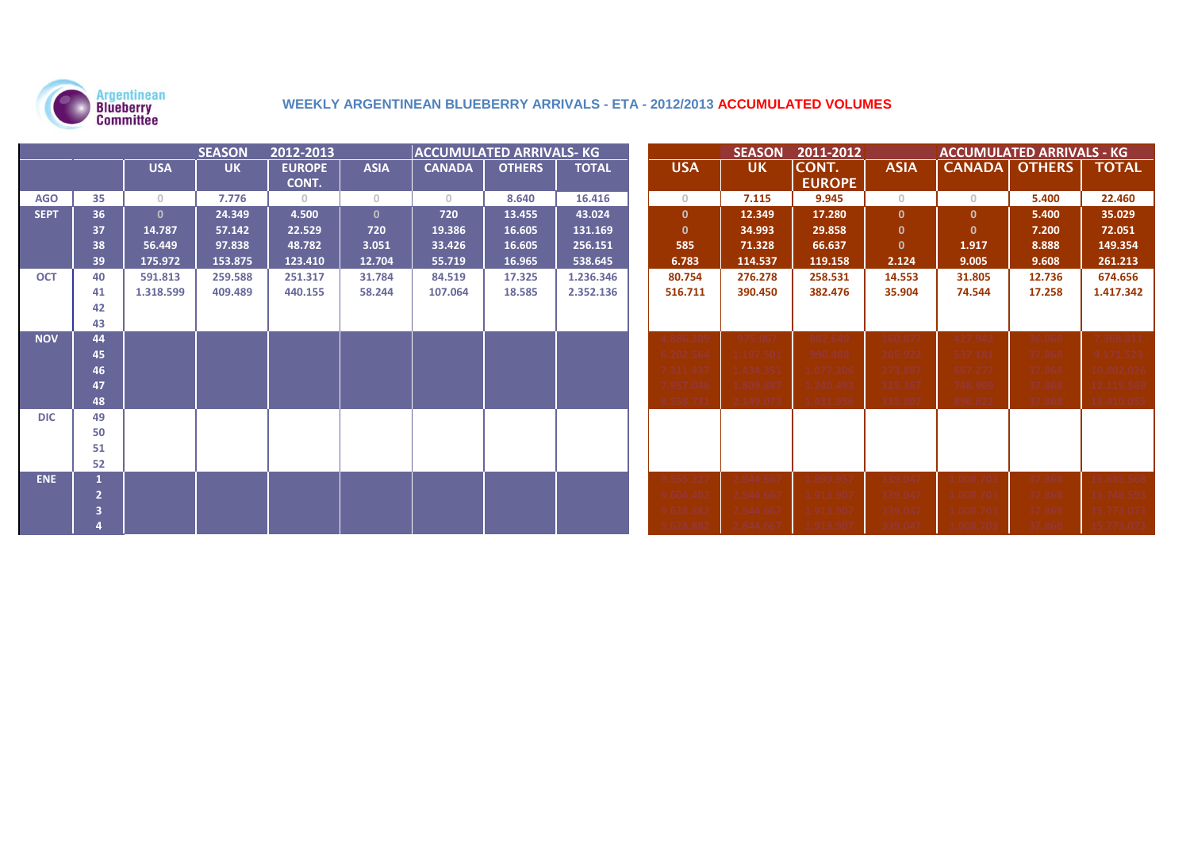**Argentinean Blueberry Committee**

## WEEKLY ARGENTINEAN BLUEBERRY ARRIVALS - ETA - 2012/2013 ACCUMULATED VOLUMES

**SEASON 2012-2013 — ACCUMULATED ARRIVALS- KG**

| | | USA | UK | EUROPE CONT. | ASIA | CANADA | OTHERS | TOTAL |
|---|---|---|---|---|---|---|---|---|
| AGO | 35 | 0 | 7.776 | 0 | 0 | 0 | 8.640 | 16.416 |
| SEPT | 36 | 0 | 24.349 | 4.500 | 0 | 720 | 13.455 | 43.024 |
| | 37 | 14.787 | 57.142 | 22.529 | 720 | 19.386 | 16.605 | 131.169 |
| | 38 | 56.449 | 97.838 | 48.782 | 3.051 | 33.426 | 16.605 | 256.151 |
| | 39 | 175.972 | 153.875 | 123.410 | 12.704 | 55.719 | 16.965 | 538.645 |
| OCT | 40 | 591.813 | 259.588 | 251.317 | 31.784 | 84.519 | 17.325 | 1.236.346 |
| | 41 | 1.318.599 | 409.489 | 440.155 | 58.244 | 107.064 | 18.585 | 2.352.136 |
| | 42 | | | | | | | |
| | 43 | | | | | | | |
| NOV | 44 | | | | | | | |
| | 45 | | | | | | | |
| | 46 | | | | | | | |
| | 47 | | | | | | | |
| | 48 | | | | | | | |
| DIC | 49 | | | | | | | |
| | 50 | | | | | | | |
| | 51 | | | | | | | |
| | 52 | | | | | | | |
| ENE | 1 | | | | | | | |
| | 2 | | | | | | | |
| | 3 | | | | | | | |
| | 4 | | | | | | | |

**SEASON 2011-2012 — ACCUMULATED ARRIVALS - KG**

| | | USA | UK | CONT. EUROPE | ASIA | CANADA | OTHERS | TOTAL |
|---|---|---|---|---|---|---|---|---|
| AGO | 35 | 0 | 7.115 | 9.945 | 0 | 0 | 5.400 | 22.460 |
| SEPT | 36 | 0 | 12.349 | 17.280 | 0 | 0 | 5.400 | 35.029 |
| | 37 | 0 | 34.993 | 29.858 | 0 | 0 | 7.200 | 72.051 |
| | 38 | 585 | 71.328 | 66.637 | 0 | 1.917 | 8.888 | 149.354 |
| | 39 | 6.783 | 114.537 | 119.158 | 2.124 | 9.005 | 9.608 | 261.213 |
| OCT | 40 | 80.754 | 276.278 | 258.531 | 14.553 | 31.805 | 12.736 | 674.656 |
| | 41 | 516.711 | 390.450 | 382.476 | 35.904 | 74.544 | 17.258 | 1.417.342 |
| | 42 | | | | | | | |
| | 43 | | | | | | | |
| NOV | 44 | 4.680.209 | 975.067 | 883.649 | 160.877 | 627.945 | 36.068 | 7.368.811 |
| | 45 | 6.292.564 | 1.192.501 | 990.468 | 205.522 | 537.181 | 37.868 | 9.171.523 |
| | 46 | 7.311.437 | 1.434.351 | 1.077.206 | 273.887 | 667.277 | 37.868 | 10.802.026 |
| | 47 | 7.957.046 | 1.809.887 | 1.249.453 | 325.367 | 748.909 | 37.868 | 12.119.569 |
| | 48 | 8.656.741 | 2.149.073 | 1.431.996 | 335.897 | 896.622 | 37.868 | 13.410.092 |
| DIC | 49 | | | | | | | |
| | 50 | | | | | | | |
| | 51 | | | | | | | |
| | 52 | | | | | | | |
| ENE | 1 | 9.355.327 | 2.844.667 | 1.899.357 | 339.047 | 1.008.703 | 37.868 | 15.885.568 |
| | 2 | 9.604.402 | 2.844.667 | 1.913.907 | 339.047 | 1.008.703 | 37.868 | 15.748.593 |
| | 3 | 9.628.882 | 2.844.667 | 1.913.907 | 339.047 | 1.008.703 | 37.868 | 15.773.073 |
| | 4 | 9.628.882 | 2.844.667 | 1.913.907 | 339.047 | 1.008.703 | 37.868 | 15.773.073 |